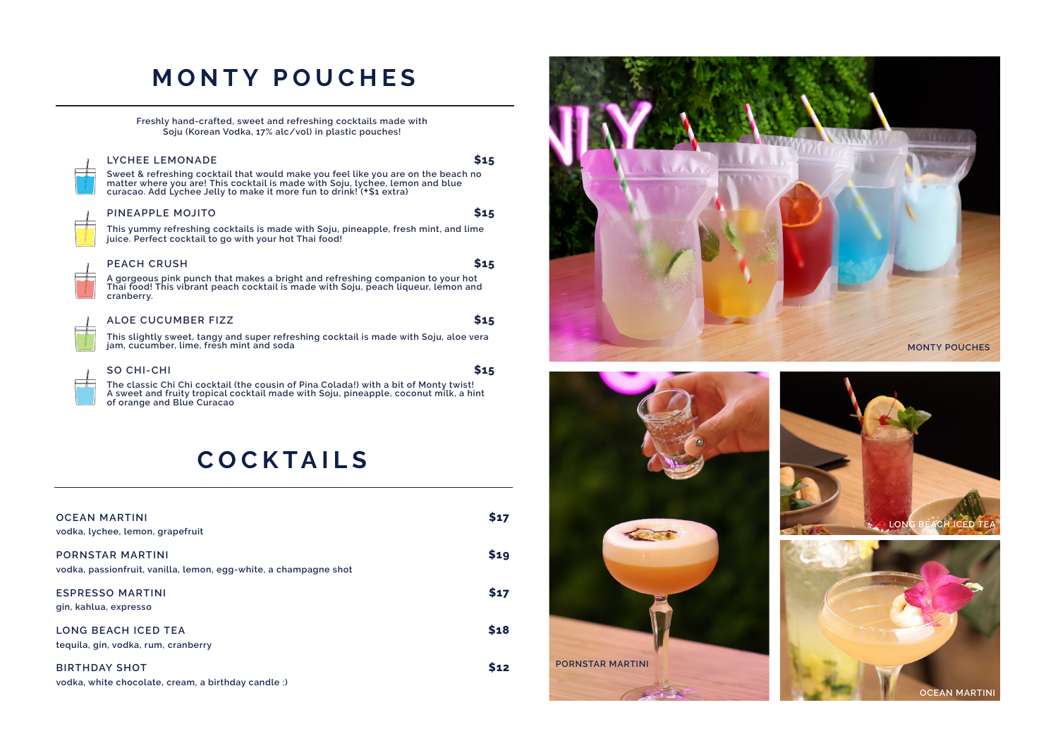# MONTY POUCHES

Freshly hand-crafted, sweet and refreshing cocktails made with Soju (Korean Vodka, 17% alc/vol) in plastic pouches!

**LYCHEE LEMONADE** — **$15**

Sweet & refreshing cocktail that would make you feel like you are on the beach no matter where you are! This cocktail is made with Soju, lychee, lemon and blue curacao. Add Lychee Jelly to make it more fun to drink! (+$1 extra)

**PINEAPPLE MOJITO** — **$15**

This yummy refreshing cocktails is made with Soju, pineapple, fresh mint, and lime juice. Perfect cocktail to go with your hot Thai food!

**PEACH CRUSH** — **$15**

A gorgeous pink punch that makes a bright and refreshing companion to your hot Thai food! This vibrant peach cocktail is made with Soju, peach liqueur, lemon and cranberry.

**ALOE CUCUMBER FIZZ** — **$15**

This slightly sweet, tangy and super refreshing cocktail is made with Soju, aloe vera jam, cucumber, lime, fresh mint and soda

**SO CHI-CHI** — **$15**

The classic Chi Chi cocktail (the cousin of Pina Colada!) with a bit of Monty twist! A sweet and fruity tropical cocktail made with Soju, pineapple, coconut milk, a hint of orange and Blue Curacao

# COCKTAILS

**OCEAN MARTINI** — **$17**

vodka, lychee, lemon, grapefruit

**PORNSTAR MARTINI** — **$19**

vodka, passionfruit, vanilla, lemon, egg-white, a champagne shot

**ESPRESSO MARTINI** — **$17**

gin, kahlua, expresso

**LONG BEACH ICED TEA** — **$18**

tequila, gin, vodka, rum, cranberry

**BIRTHDAY SHOT** — **$12**

vodka, white chocolate, cream, a birthday candle :)

MONTY POUCHES

PORNSTAR MARTINI

LONG BEACH ICED TEA

OCEAN MARTINI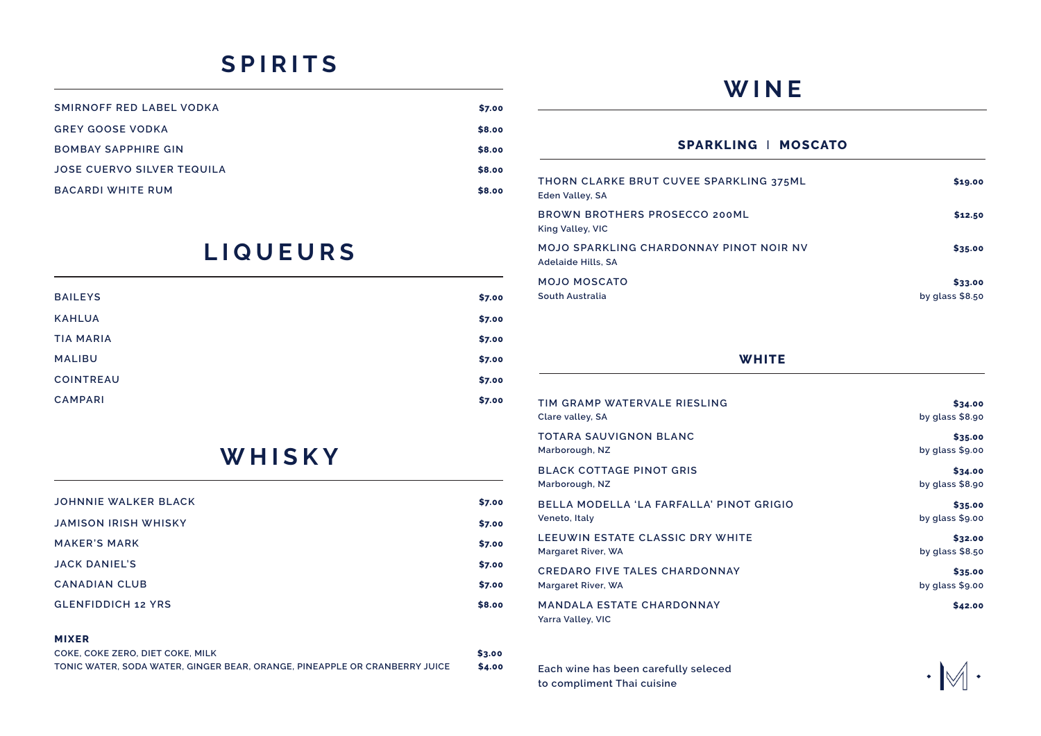# SPIRITS

| | |
|---|---|
| SMIRNOFF RED LABEL VODKA | $7.00 |
| GREY GOOSE VODKA | $8.00 |
| BOMBAY SAPPHIRE GIN | $8.00 |
| JOSE CUERVO SILVER TEQUILA | $8.00 |
| BACARDI WHITE RUM | $8.00 |

# LIQUEURS

| | |
|---|---|
| BAILEYS | $7.00 |
| KAHLUA | $7.00 |
| TIA MARIA | $7.00 |
| MALIBU | $7.00 |
| COINTREAU | $7.00 |
| CAMPARI | $7.00 |

# WHISKY

| | |
|---|---|
| JOHNNIE WALKER BLACK | $7.00 |
| JAMISON IRISH WHISKY | $7.00 |
| MAKER'S MARK | $7.00 |
| JACK DANIEL'S | $7.00 |
| CANADIAN CLUB | $7.00 |
| GLENFIDDICH 12 YRS | $8.00 |

**MIXER**

| | |
|---|---|
| COKE, COKE ZERO, DIET COKE, MILK | $3.00 |
| TONIC WATER, SODA WATER, GINGER BEAR, ORANGE, PINEAPPLE OR CRANBERRY JUICE | $4.00 |

# WINE

## SPARKLING | MOSCATO

| | |
|---|---|
| THORN CLARKE BRUT CUVEE SPARKLING 375ML<br>Eden Valley, SA | $19.00 |
| BROWN BROTHERS PROSECCO 200ML<br>King Valley, VIC | $12.50 |
| MOJO SPARKLING CHARDONNAY PINOT NOIR NV<br>Adelaide Hills, SA | $35.00 |
| MOJO MOSCATO<br>South Australia | $33.00<br>by glass $8.50 |

## WHITE

| | |
|---|---|
| TIM GRAMP WATERVALE RIESLING<br>Clare valley, SA | $34.00<br>by glass $8.90 |
| TOTARA SAUVIGNON BLANC<br>Marborough, NZ | $35.00<br>by glass $9.00 |
| BLACK COTTAGE PINOT GRIS<br>Marborough, NZ | $34.00<br>by glass $8.90 |
| BELLA MODELLA 'LA FARFALLA' PINOT GRIGIO<br>Veneto, Italy | $35.00<br>by glass $9.00 |
| LEEUWIN ESTATE CLASSIC DRY WHITE<br>Margaret River, WA | $32.00<br>by glass $8.50 |
| CREDARO FIVE TALES CHARDONNAY<br>Margaret River, WA | $35.00<br>by glass $9.00 |
| MANDALA ESTATE CHARDONNAY<br>Yarra Valley, VIC | $42.00 |

Each wine has been carefully seleced
to compliment Thai cuisine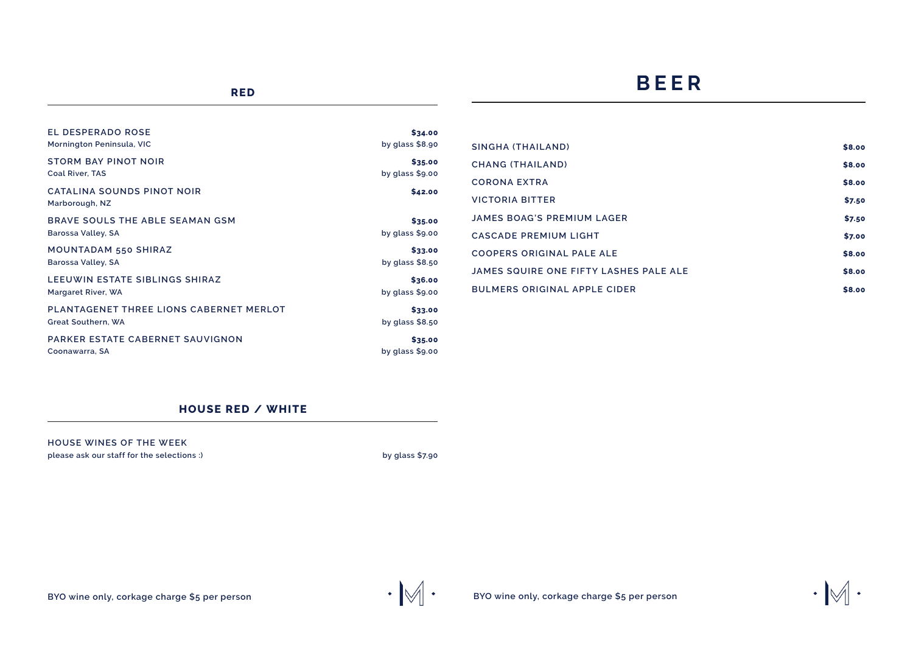## RED

| Wine | Price |
| --- | --- |
| EL DESPERADO ROSE<br>Mornington Peninsula, VIC | **$34.00**<br>by glass $8.90 |
| STORM BAY PINOT NOIR<br>Coal River, TAS | **$35.00**<br>by glass $9.00 |
| CATALINA SOUNDS PINOT NOIR<br>Marborough, NZ | **$42.00** |
| BRAVE SOULS THE ABLE SEAMAN GSM<br>Barossa Valley, SA | **$35.00**<br>by glass $9.00 |
| MOUNTADAM 550 SHIRAZ<br>Barossa Valley, SA | **$33.00**<br>by glass $8.50 |
| LEEUWIN ESTATE SIBLINGS SHIRAZ<br>Margaret River, WA | **$36.00**<br>by glass $9.00 |
| PLANTAGENET THREE LIONS CABERNET MERLOT<br>Great Southern, WA | **$33.00**<br>by glass $8.50 |
| PARKER ESTATE CABERNET SAUVIGNON<br>Coonawarra, SA | **$35.00**<br>by glass $9.00 |

## HOUSE RED / WHITE

| Wine | Price |
| --- | --- |
| HOUSE WINES OF THE WEEK<br>please ask our staff for the selections :) | by glass $7.90 |

BYO wine only, corkage charge $5 per person

# BEER

| Beer | Price |
| --- | --- |
| SINGHA (THAILAND) | **$8.00** |
| CHANG (THAILAND) | **$8.00** |
| CORONA EXTRA | **$8.00** |
| VICTORIA BITTER | **$7.50** |
| JAMES BOAG'S PREMIUM LAGER | **$7.50** |
| CASCADE PREMIUM LIGHT | **$7.00** |
| COOPERS ORIGINAL PALE ALE | **$8.00** |
| JAMES SQUIRE ONE FIFTY LASHES PALE ALE | **$8.00** |
| BULMERS ORIGINAL APPLE CIDER | **$8.00** |

BYO wine only, corkage charge $5 per person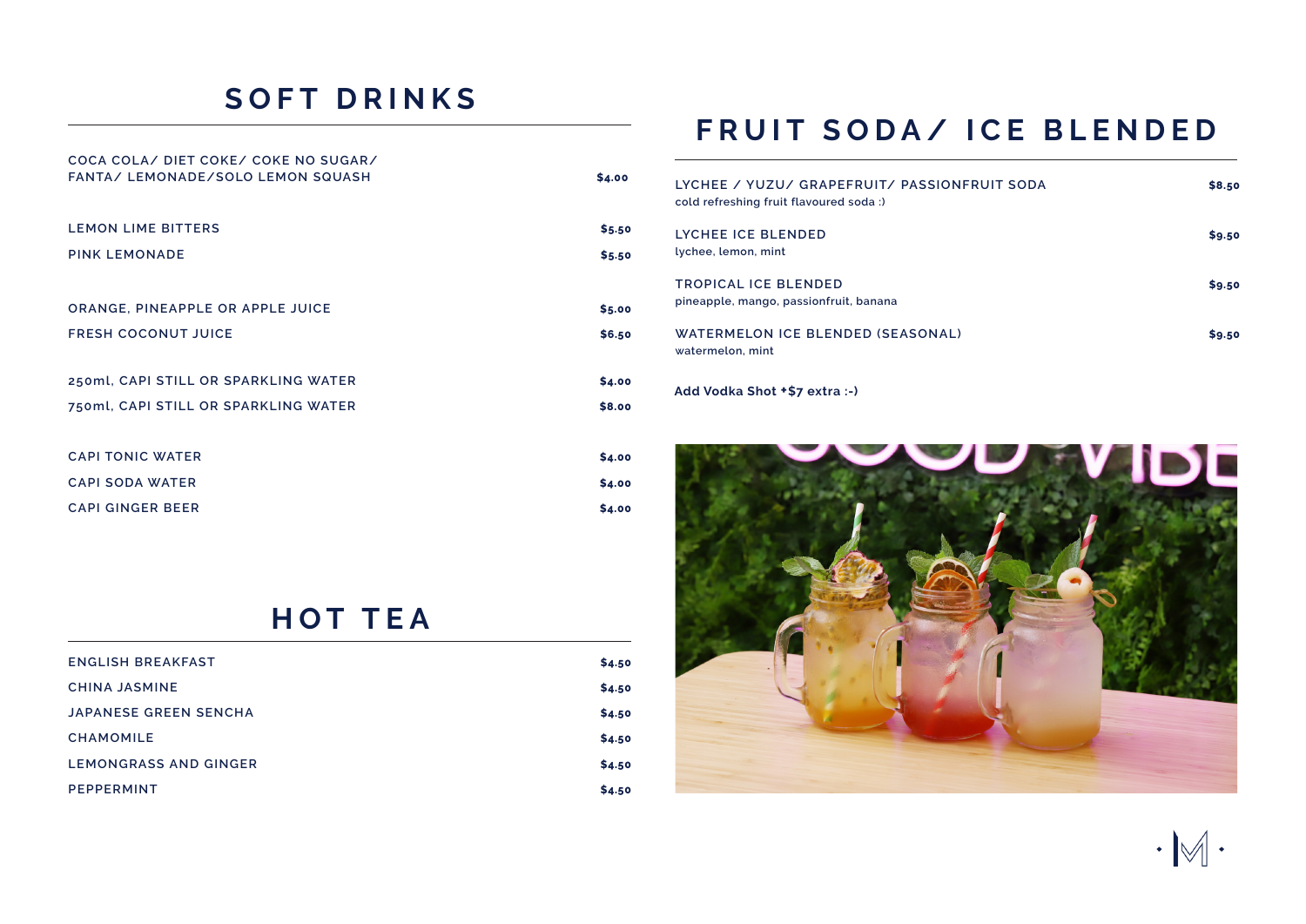# SOFT DRINKS

| | |
|---|---|
| COCA COLA/ DIET COKE/ COKE NO SUGAR/ FANTA/ LEMONADE/SOLO LEMON SQUASH | $4.00 |
| LEMON LIME BITTERS | $5.50 |
| PINK LEMONADE | $5.50 |
| ORANGE, PINEAPPLE OR APPLE JUICE | $5.00 |
| FRESH COCONUT JUICE | $6.50 |
| 250ml, CAPI STILL OR SPARKLING WATER | $4.00 |
| 750ml, CAPI STILL OR SPARKLING WATER | $8.00 |
| CAPI TONIC WATER | $4.00 |
| CAPI SODA WATER | $4.00 |
| CAPI GINGER BEER | $4.00 |

# HOT TEA

| | |
|---|---|
| ENGLISH BREAKFAST | $4.50 |
| CHINA JASMINE | $4.50 |
| JAPANESE GREEN SENCHA | $4.50 |
| CHAMOMILE | $4.50 |
| LEMONGRASS AND GINGER | $4.50 |
| PEPPERMINT | $4.50 |

# FRUIT SODA/ ICE BLENDED

| | |
|---|---|
| LYCHEE / YUZU/ GRAPEFRUIT/ PASSIONFRUIT SODA<br>cold refreshing fruit flavoured soda :) | $8.50 |
| LYCHEE ICE BLENDED<br>lychee, lemon, mint | $9.50 |
| TROPICAL ICE BLENDED<br>pineapple, mango, passionfruit, banana | $9.50 |
| WATERMELON ICE BLENDED (SEASONAL)<br>watermelon, mint | $9.50 |

**Add Vodka Shot +$7 extra :-)**